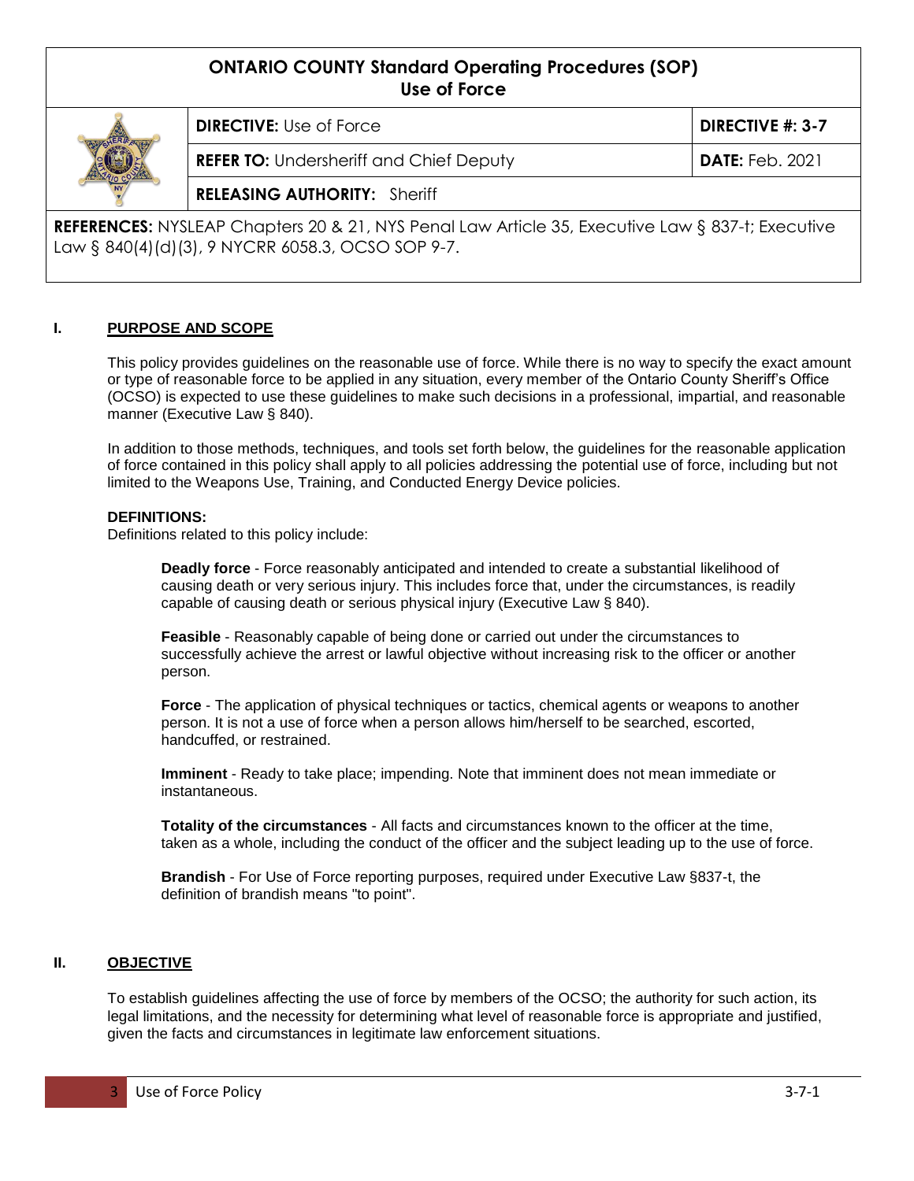# ONTARIO COUNTY Standard Operating Procedures (SOP)
## Use of Force

| | | |
|---|---|---|
| | **DIRECTIVE:** Use of Force | **DIRECTIVE #: 3-7** |
| | **REFER TO:** Undersheriff and Chief Deputy | **DATE:** Feb. 2021 |
| | **RELEASING AUTHORITY:** Sheriff | |

**REFERENCES:** NYSLEAP Chapters 20 & 21, NYS Penal Law Article 35, Executive Law § 837-t; Executive Law § 840(4)(d)(3), 9 NYCRR 6058.3, OCSO SOP 9-7.

## I. PURPOSE AND SCOPE

This policy provides guidelines on the reasonable use of force. While there is no way to specify the exact amount or type of reasonable force to be applied in any situation, every member of the Ontario County Sheriff's Office (OCSO) is expected to use these guidelines to make such decisions in a professional, impartial, and reasonable manner (Executive Law § 840).

In addition to those methods, techniques, and tools set forth below, the guidelines for the reasonable application of force contained in this policy shall apply to all policies addressing the potential use of force, including but not limited to the Weapons Use, Training, and Conducted Energy Device policies.

**DEFINITIONS:**
Definitions related to this policy include:

**Deadly force** - Force reasonably anticipated and intended to create a substantial likelihood of causing death or very serious injury. This includes force that, under the circumstances, is readily capable of causing death or serious physical injury (Executive Law § 840).

**Feasible** - Reasonably capable of being done or carried out under the circumstances to successfully achieve the arrest or lawful objective without increasing risk to the officer or another person.

**Force** - The application of physical techniques or tactics, chemical agents or weapons to another person. It is not a use of force when a person allows him/herself to be searched, escorted, handcuffed, or restrained.

**Imminent** - Ready to take place; impending. Note that imminent does not mean immediate or instantaneous.

**Totality of the circumstances** - All facts and circumstances known to the officer at the time, taken as a whole, including the conduct of the officer and the subject leading up to the use of force.

**Brandish** - For Use of Force reporting purposes, required under Executive Law §837-t, the definition of brandish means "to point".

## II. OBJECTIVE

To establish guidelines affecting the use of force by members of the OCSO; the authority for such action, its legal limitations, and the necessity for determining what level of reasonable force is appropriate and justified, given the facts and circumstances in legitimate law enforcement situations.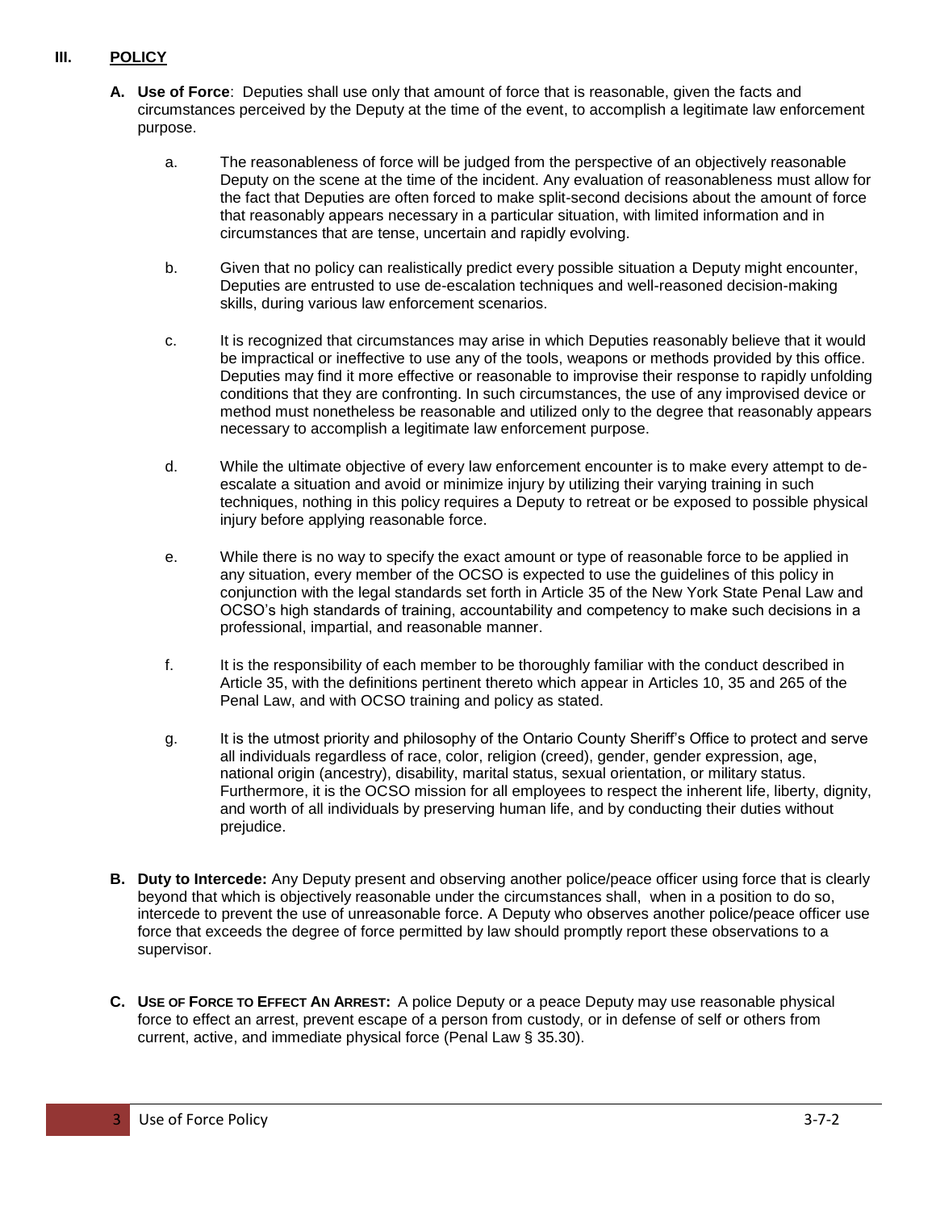## III. POLICY

**A. Use of Force**: Deputies shall use only that amount of force that is reasonable, given the facts and circumstances perceived by the Deputy at the time of the event, to accomplish a legitimate law enforcement purpose.

a. The reasonableness of force will be judged from the perspective of an objectively reasonable Deputy on the scene at the time of the incident. Any evaluation of reasonableness must allow for the fact that Deputies are often forced to make split-second decisions about the amount of force that reasonably appears necessary in a particular situation, with limited information and in circumstances that are tense, uncertain and rapidly evolving.

b. Given that no policy can realistically predict every possible situation a Deputy might encounter, Deputies are entrusted to use de-escalation techniques and well-reasoned decision-making skills, during various law enforcement scenarios.

c. It is recognized that circumstances may arise in which Deputies reasonably believe that it would be impractical or ineffective to use any of the tools, weapons or methods provided by this office. Deputies may find it more effective or reasonable to improvise their response to rapidly unfolding conditions that they are confronting. In such circumstances, the use of any improvised device or method must nonetheless be reasonable and utilized only to the degree that reasonably appears necessary to accomplish a legitimate law enforcement purpose.

d. While the ultimate objective of every law enforcement encounter is to make every attempt to de-escalate a situation and avoid or minimize injury by utilizing their varying training in such techniques, nothing in this policy requires a Deputy to retreat or be exposed to possible physical injury before applying reasonable force.

e. While there is no way to specify the exact amount or type of reasonable force to be applied in any situation, every member of the OCSO is expected to use the guidelines of this policy in conjunction with the legal standards set forth in Article 35 of the New York State Penal Law and OCSO's high standards of training, accountability and competency to make such decisions in a professional, impartial, and reasonable manner.

f. It is the responsibility of each member to be thoroughly familiar with the conduct described in Article 35, with the definitions pertinent thereto which appear in Articles 10, 35 and 265 of the Penal Law, and with OCSO training and policy as stated.

g. It is the utmost priority and philosophy of the Ontario County Sheriff's Office to protect and serve all individuals regardless of race, color, religion (creed), gender, gender expression, age, national origin (ancestry), disability, marital status, sexual orientation, or military status. Furthermore, it is the OCSO mission for all employees to respect the inherent life, liberty, dignity, and worth of all individuals by preserving human life, and by conducting their duties without prejudice.

**B. Duty to Intercede:** Any Deputy present and observing another police/peace officer using force that is clearly beyond that which is objectively reasonable under the circumstances shall, when in a position to do so, intercede to prevent the use of unreasonable force. A Deputy who observes another police/peace officer use force that exceeds the degree of force permitted by law should promptly report these observations to a supervisor.

**C. USE OF FORCE TO EFFECT AN ARREST:** A police Deputy or a peace Deputy may use reasonable physical force to effect an arrest, prevent escape of a person from custody, or in defense of self or others from current, active, and immediate physical force (Penal Law § 35.30).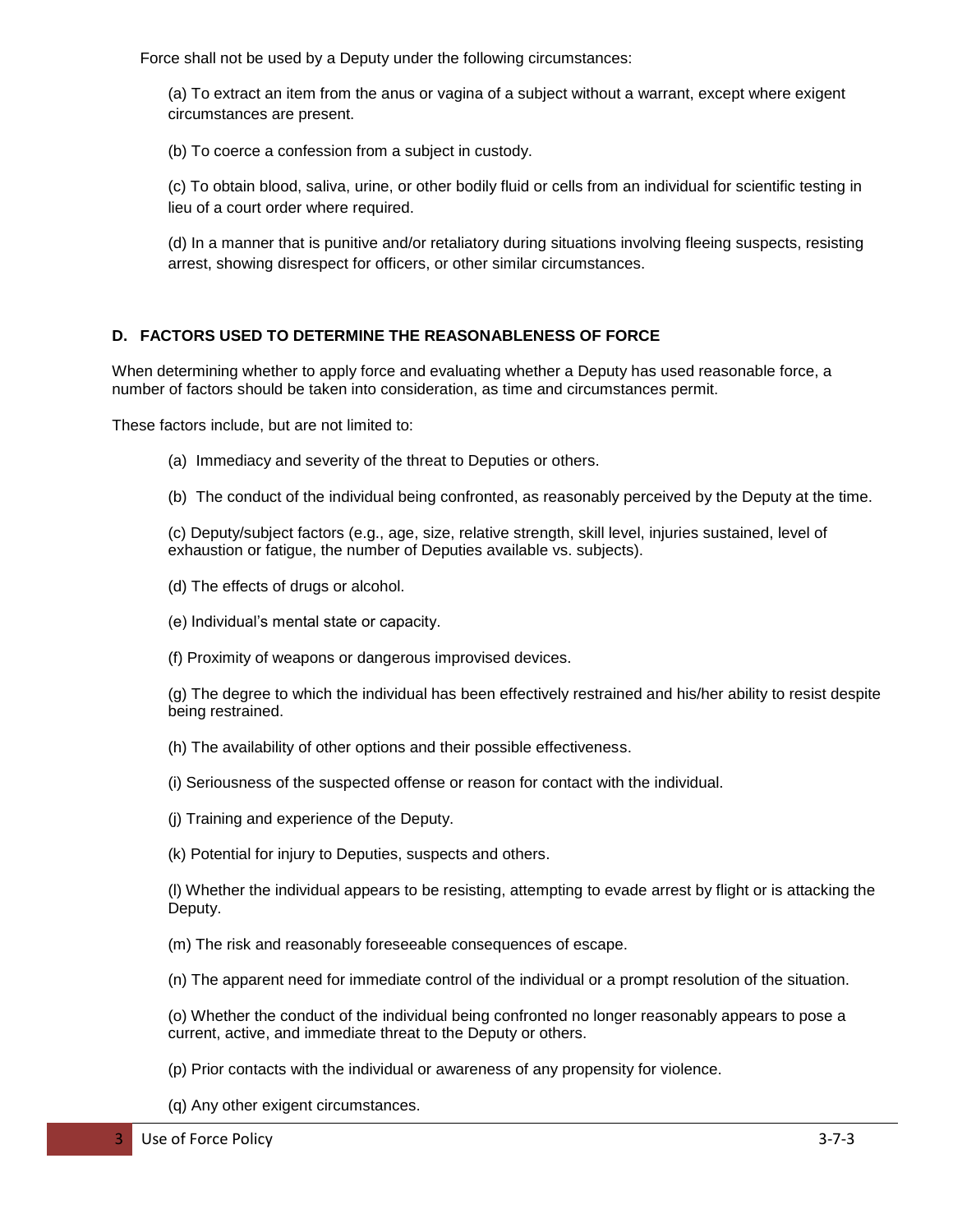Force shall not be used by a Deputy under the following circumstances:

(a) To extract an item from the anus or vagina of a subject without a warrant, except where exigent circumstances are present.

(b) To coerce a confession from a subject in custody.

(c) To obtain blood, saliva, urine, or other bodily fluid or cells from an individual for scientific testing in lieu of a court order where required.

(d) In a manner that is punitive and/or retaliatory during situations involving fleeing suspects, resisting arrest, showing disrespect for officers, or other similar circumstances.

## D. FACTORS USED TO DETERMINE THE REASONABLENESS OF FORCE

When determining whether to apply force and evaluating whether a Deputy has used reasonable force, a number of factors should be taken into consideration, as time and circumstances permit.

These factors include, but are not limited to:

(a) Immediacy and severity of the threat to Deputies or others.

(b) The conduct of the individual being confronted, as reasonably perceived by the Deputy at the time.

(c) Deputy/subject factors (e.g., age, size, relative strength, skill level, injuries sustained, level of exhaustion or fatigue, the number of Deputies available vs. subjects).

(d) The effects of drugs or alcohol.

(e) Individual's mental state or capacity.

(f) Proximity of weapons or dangerous improvised devices.

(g) The degree to which the individual has been effectively restrained and his/her ability to resist despite being restrained.

(h) The availability of other options and their possible effectiveness.

(i) Seriousness of the suspected offense or reason for contact with the individual.

(j) Training and experience of the Deputy.

(k) Potential for injury to Deputies, suspects and others.

(l) Whether the individual appears to be resisting, attempting to evade arrest by flight or is attacking the Deputy.

(m) The risk and reasonably foreseeable consequences of escape.

(n) The apparent need for immediate control of the individual or a prompt resolution of the situation.

(o) Whether the conduct of the individual being confronted no longer reasonably appears to pose a current, active, and immediate threat to the Deputy or others.

(p) Prior contacts with the individual or awareness of any propensity for violence.

(q) Any other exigent circumstances.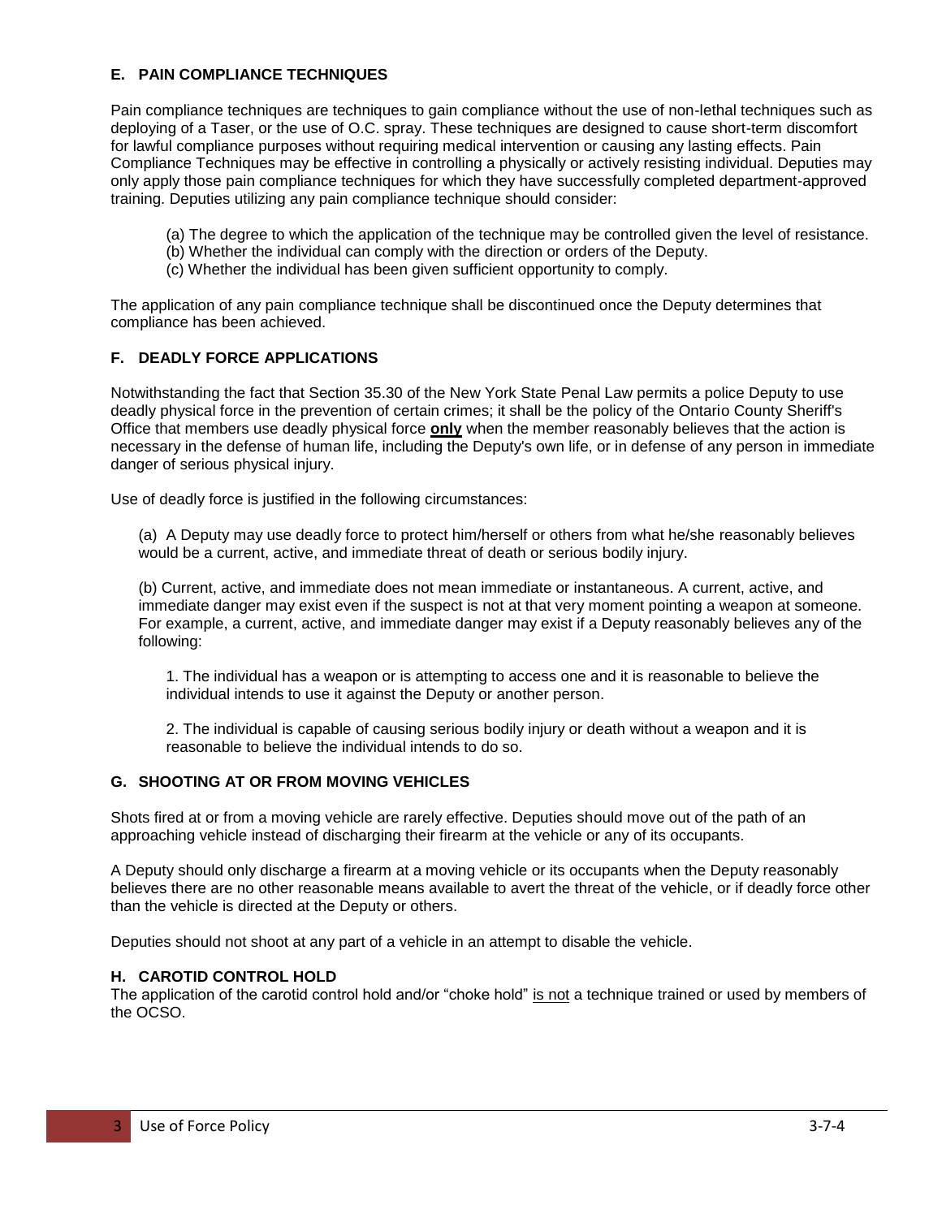### E. PAIN COMPLIANCE TECHNIQUES

Pain compliance techniques are techniques to gain compliance without the use of non-lethal techniques such as deploying of a Taser, or the use of O.C. spray. These techniques are designed to cause short-term discomfort for lawful compliance purposes without requiring medical intervention or causing any lasting effects. Pain Compliance Techniques may be effective in controlling a physically or actively resisting individual. Deputies may only apply those pain compliance techniques for which they have successfully completed department-approved training. Deputies utilizing any pain compliance technique should consider:

(a) The degree to which the application of the technique may be controlled given the level of resistance.
(b) Whether the individual can comply with the direction or orders of the Deputy.
(c) Whether the individual has been given sufficient opportunity to comply.

The application of any pain compliance technique shall be discontinued once the Deputy determines that compliance has been achieved.

### F. DEADLY FORCE APPLICATIONS

Notwithstanding the fact that Section 35.30 of the New York State Penal Law permits a police Deputy to use deadly physical force in the prevention of certain crimes; it shall be the policy of the Ontario County Sheriff's Office that members use deadly physical force **only** when the member reasonably believes that the action is necessary in the defense of human life, including the Deputy's own life, or in defense of any person in immediate danger of serious physical injury.

Use of deadly force is justified in the following circumstances:

(a) A Deputy may use deadly force to protect him/herself or others from what he/she reasonably believes would be a current, active, and immediate threat of death or serious bodily injury.

(b) Current, active, and immediate does not mean immediate or instantaneous. A current, active, and immediate danger may exist even if the suspect is not at that very moment pointing a weapon at someone. For example, a current, active, and immediate danger may exist if a Deputy reasonably believes any of the following:

1. The individual has a weapon or is attempting to access one and it is reasonable to believe the individual intends to use it against the Deputy or another person.

2. The individual is capable of causing serious bodily injury or death without a weapon and it is reasonable to believe the individual intends to do so.

### G. SHOOTING AT OR FROM MOVING VEHICLES

Shots fired at or from a moving vehicle are rarely effective. Deputies should move out of the path of an approaching vehicle instead of discharging their firearm at the vehicle or any of its occupants.

A Deputy should only discharge a firearm at a moving vehicle or its occupants when the Deputy reasonably believes there are no other reasonable means available to avert the threat of the vehicle, or if deadly force other than the vehicle is directed at the Deputy or others.

Deputies should not shoot at any part of a vehicle in an attempt to disable the vehicle.

### H. CAROTID CONTROL HOLD

The application of the carotid control hold and/or "choke hold" is not a technique trained or used by members of the OCSO.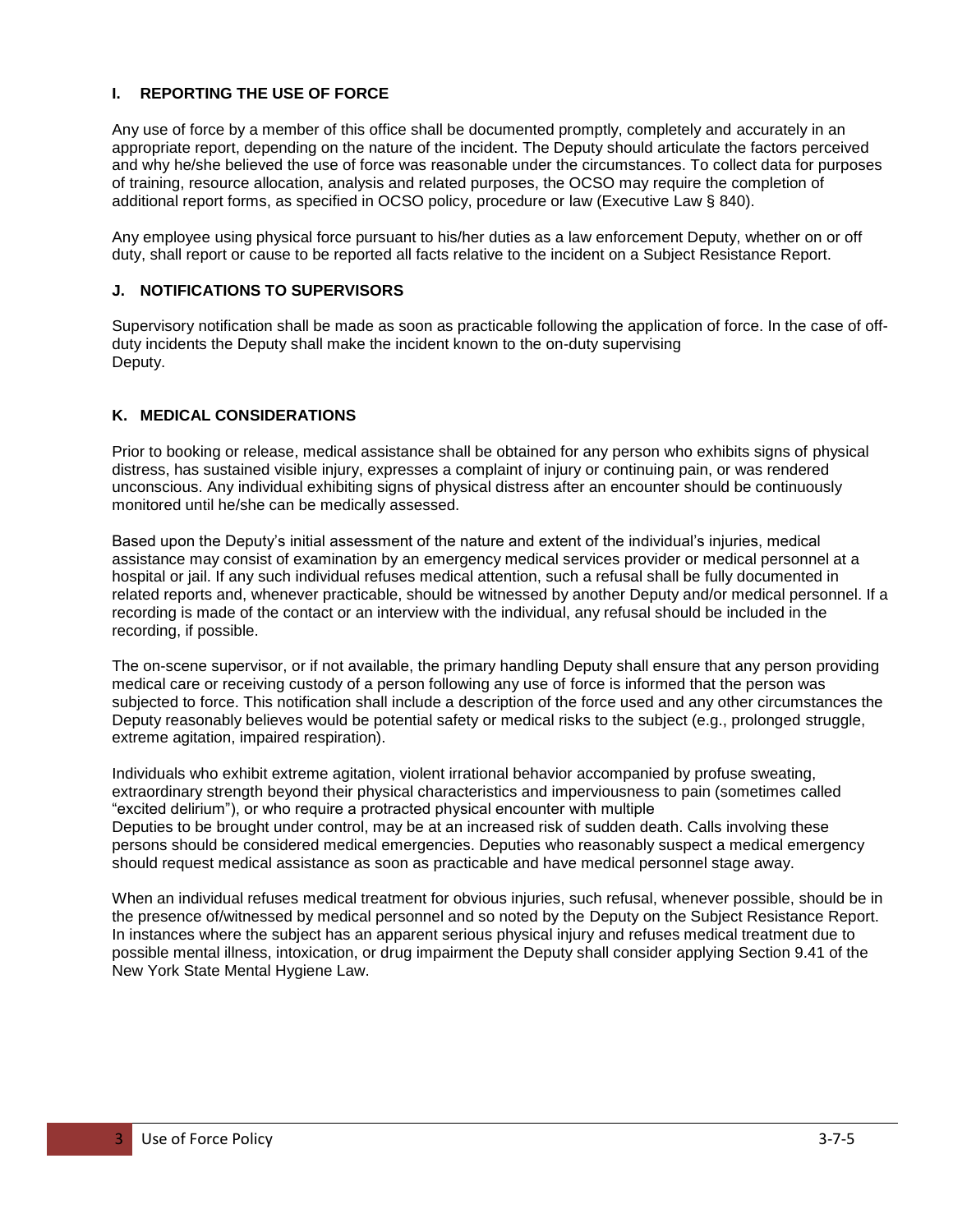### I. REPORTING THE USE OF FORCE

Any use of force by a member of this office shall be documented promptly, completely and accurately in an appropriate report, depending on the nature of the incident. The Deputy should articulate the factors perceived and why he/she believed the use of force was reasonable under the circumstances. To collect data for purposes of training, resource allocation, analysis and related purposes, the OCSO may require the completion of additional report forms, as specified in OCSO policy, procedure or law (Executive Law § 840).

Any employee using physical force pursuant to his/her duties as a law enforcement Deputy, whether on or off duty, shall report or cause to be reported all facts relative to the incident on a Subject Resistance Report.

### J. NOTIFICATIONS TO SUPERVISORS

Supervisory notification shall be made as soon as practicable following the application of force. In the case of off-duty incidents the Deputy shall make the incident known to the on-duty supervising Deputy.

### K. MEDICAL CONSIDERATIONS

Prior to booking or release, medical assistance shall be obtained for any person who exhibits signs of physical distress, has sustained visible injury, expresses a complaint of injury or continuing pain, or was rendered unconscious. Any individual exhibiting signs of physical distress after an encounter should be continuously monitored until he/she can be medically assessed.

Based upon the Deputy's initial assessment of the nature and extent of the individual's injuries, medical assistance may consist of examination by an emergency medical services provider or medical personnel at a hospital or jail. If any such individual refuses medical attention, such a refusal shall be fully documented in related reports and, whenever practicable, should be witnessed by another Deputy and/or medical personnel. If a recording is made of the contact or an interview with the individual, any refusal should be included in the recording, if possible.

The on-scene supervisor, or if not available, the primary handling Deputy shall ensure that any person providing medical care or receiving custody of a person following any use of force is informed that the person was subjected to force. This notification shall include a description of the force used and any other circumstances the Deputy reasonably believes would be potential safety or medical risks to the subject (e.g., prolonged struggle, extreme agitation, impaired respiration).

Individuals who exhibit extreme agitation, violent irrational behavior accompanied by profuse sweating, extraordinary strength beyond their physical characteristics and imperviousness to pain (sometimes called "excited delirium"), or who require a protracted physical encounter with multiple Deputies to be brought under control, may be at an increased risk of sudden death. Calls involving these persons should be considered medical emergencies. Deputies who reasonably suspect a medical emergency should request medical assistance as soon as practicable and have medical personnel stage away.

When an individual refuses medical treatment for obvious injuries, such refusal, whenever possible, should be in the presence of/witnessed by medical personnel and so noted by the Deputy on the Subject Resistance Report. In instances where the subject has an apparent serious physical injury and refuses medical treatment due to possible mental illness, intoxication, or drug impairment the Deputy shall consider applying Section 9.41 of the New York State Mental Hygiene Law.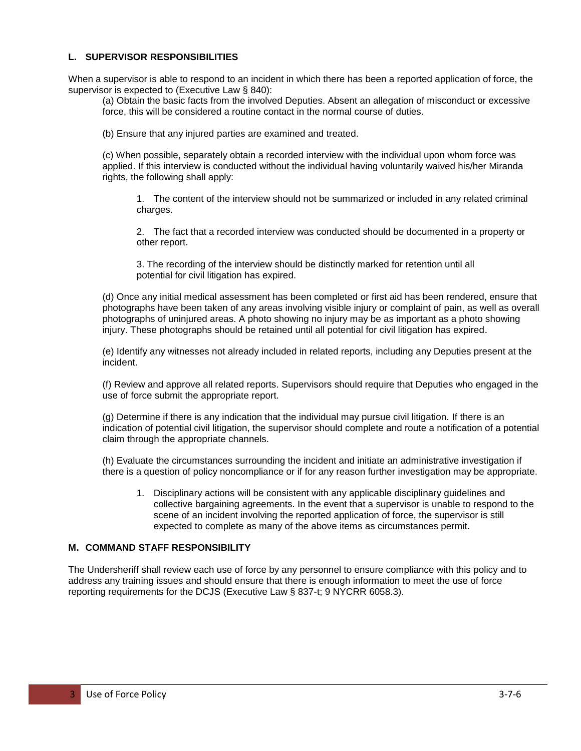### L. SUPERVISOR RESPONSIBILITIES

When a supervisor is able to respond to an incident in which there has been a reported application of force, the supervisor is expected to (Executive Law § 840):

(a) Obtain the basic facts from the involved Deputies. Absent an allegation of misconduct or excessive force, this will be considered a routine contact in the normal course of duties.

(b) Ensure that any injured parties are examined and treated.

(c) When possible, separately obtain a recorded interview with the individual upon whom force was applied. If this interview is conducted without the individual having voluntarily waived his/her Miranda rights, the following shall apply:

1. The content of the interview should not be summarized or included in any related criminal charges.

2. The fact that a recorded interview was conducted should be documented in a property or other report.

3. The recording of the interview should be distinctly marked for retention until all potential for civil litigation has expired.

(d) Once any initial medical assessment has been completed or first aid has been rendered, ensure that photographs have been taken of any areas involving visible injury or complaint of pain, as well as overall photographs of uninjured areas. A photo showing no injury may be as important as a photo showing injury. These photographs should be retained until all potential for civil litigation has expired.

(e) Identify any witnesses not already included in related reports, including any Deputies present at the incident.

(f) Review and approve all related reports. Supervisors should require that Deputies who engaged in the use of force submit the appropriate report.

(g) Determine if there is any indication that the individual may pursue civil litigation. If there is an indication of potential civil litigation, the supervisor should complete and route a notification of a potential claim through the appropriate channels.

(h) Evaluate the circumstances surrounding the incident and initiate an administrative investigation if there is a question of policy noncompliance or if for any reason further investigation may be appropriate.

1. Disciplinary actions will be consistent with any applicable disciplinary guidelines and collective bargaining agreements. In the event that a supervisor is unable to respond to the scene of an incident involving the reported application of force, the supervisor is still expected to complete as many of the above items as circumstances permit.

### M. COMMAND STAFF RESPONSIBILITY

The Undersheriff shall review each use of force by any personnel to ensure compliance with this policy and to address any training issues and should ensure that there is enough information to meet the use of force reporting requirements for the DCJS (Executive Law § 837-t; 9 NYCRR 6058.3).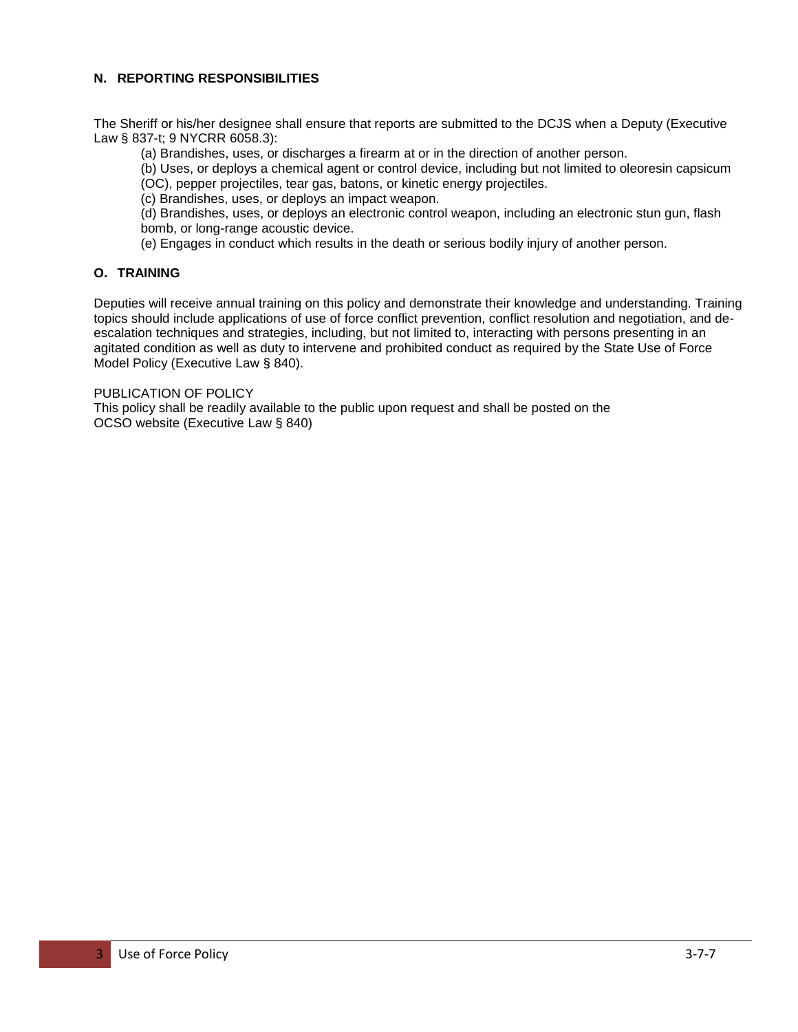### N. REPORTING RESPONSIBILITIES

The Sheriff or his/her designee shall ensure that reports are submitted to the DCJS when a Deputy (Executive Law § 837-t; 9 NYCRR 6058.3):

(a) Brandishes, uses, or discharges a firearm at or in the direction of another person.
(b) Uses, or deploys a chemical agent or control device, including but not limited to oleoresin capsicum (OC), pepper projectiles, tear gas, batons, or kinetic energy projectiles.
(c) Brandishes, uses, or deploys an impact weapon.
(d) Brandishes, uses, or deploys an electronic control weapon, including an electronic stun gun, flash bomb, or long-range acoustic device.
(e) Engages in conduct which results in the death or serious bodily injury of another person.

### O. TRAINING

Deputies will receive annual training on this policy and demonstrate their knowledge and understanding. Training topics should include applications of use of force conflict prevention, conflict resolution and negotiation, and de-escalation techniques and strategies, including, but not limited to, interacting with persons presenting in an agitated condition as well as duty to intervene and prohibited conduct as required by the State Use of Force Model Policy (Executive Law § 840).

PUBLICATION OF POLICY
This policy shall be readily available to the public upon request and shall be posted on the OCSO website (Executive Law § 840)